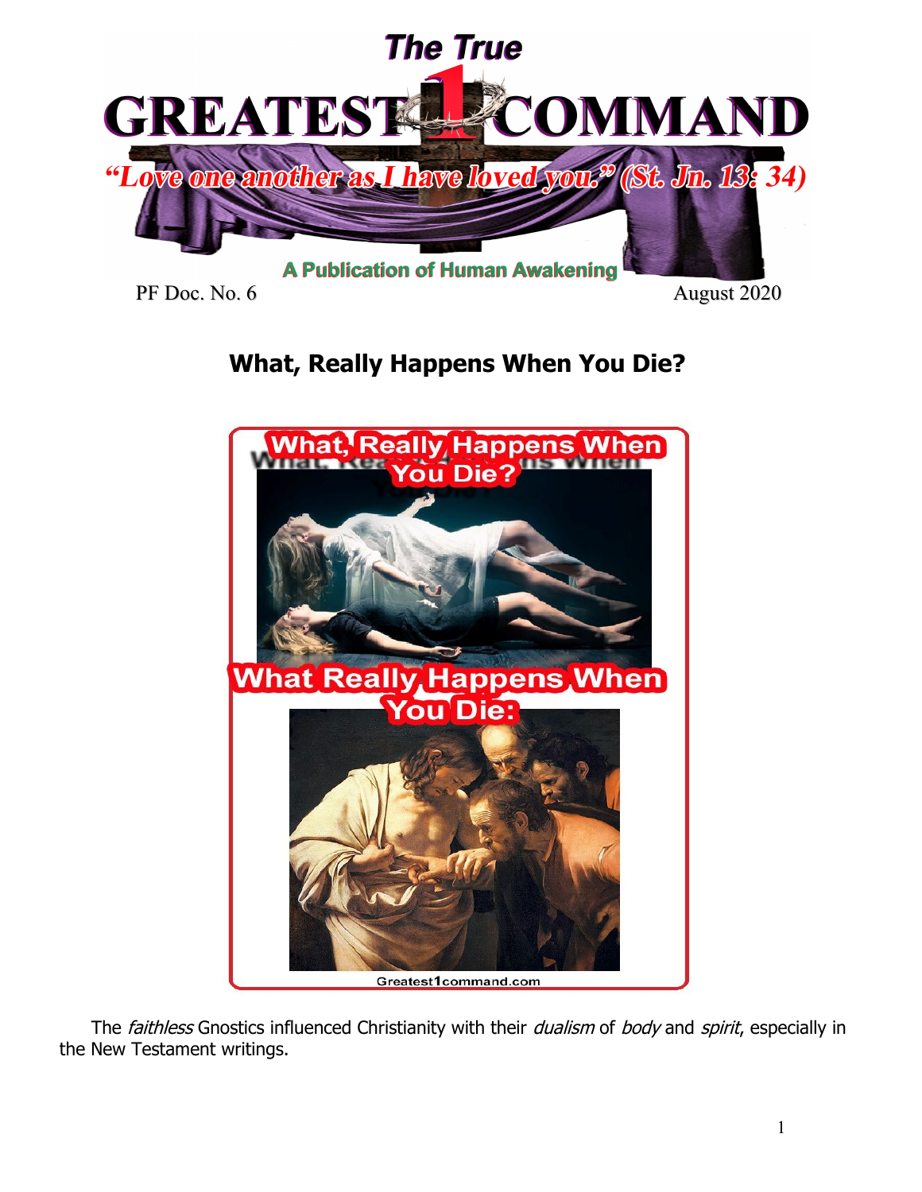# The True GREATEST 1 COMMAND

*"Love one another as I have loved you." (St. Jn. 13: 34)*

**A Publication of Human Awakening**

PF Doc. No. 6 | August 2020

## What, Really Happens When You Die?

The *faithless* Gnostics influenced Christianity with their *dualism* of *body* and *spirit*, especially in the New Testament writings.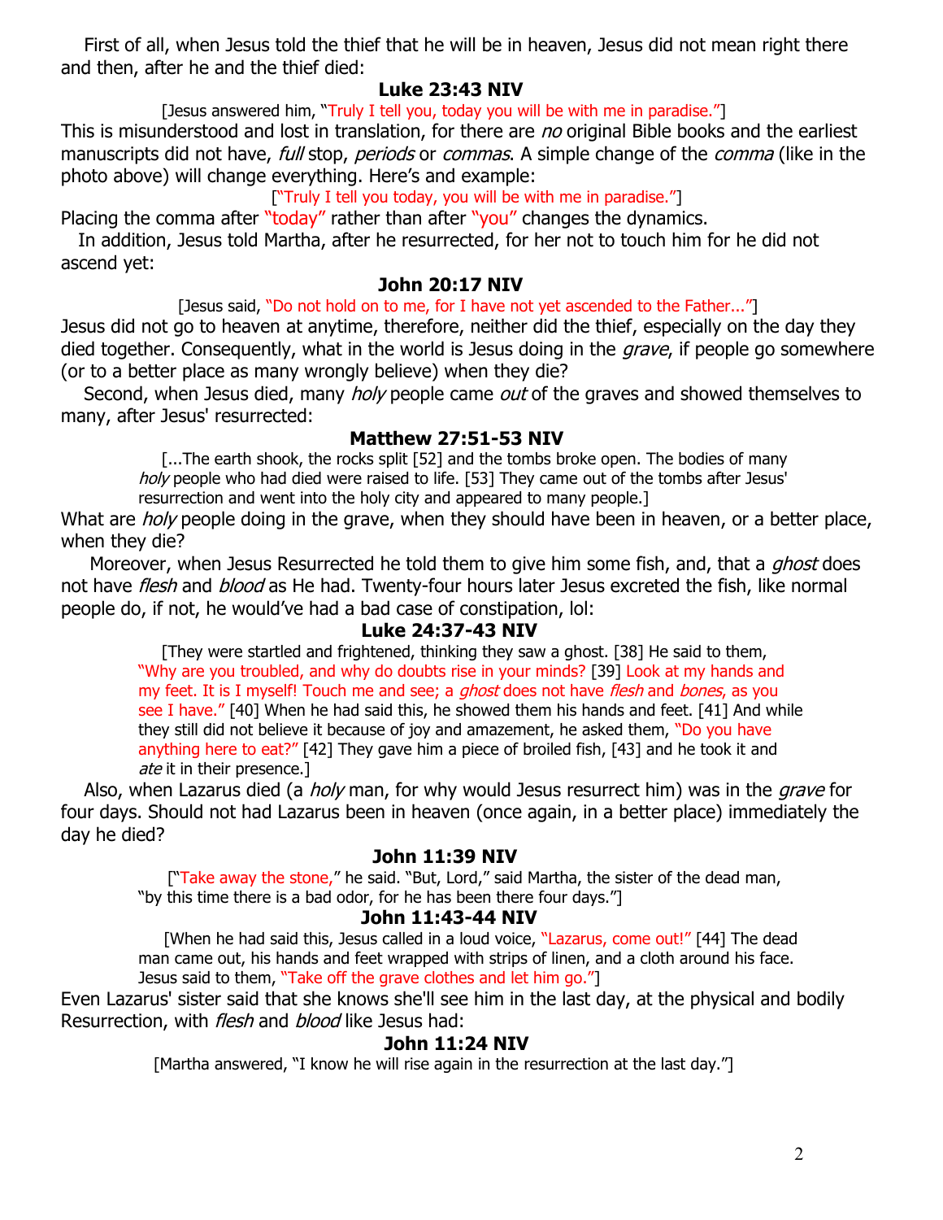First of all, when Jesus told the thief that he will be in heaven, Jesus did not mean right there and then, after he and the thief died:

**Luke 23:43 NIV**

[Jesus answered him, "Truly I tell you, today you will be with me in paradise."]

This is misunderstood and lost in translation, for there are *no* original Bible books and the earliest manuscripts did not have, *full* stop, *periods* or *commas*. A simple change of the *comma* (like in the photo above) will change everything. Here's and example:

["Truly I tell you today, you will be with me in paradise."]

Placing the comma after "today" rather than after "you" changes the dynamics.

In addition, Jesus told Martha, after he resurrected, for her not to touch him for he did not ascend yet:

**John 20:17 NIV**

[Jesus said, "Do not hold on to me, for I have not yet ascended to the Father..."]

Jesus did not go to heaven at anytime, therefore, neither did the thief, especially on the day they died together. Consequently, what in the world is Jesus doing in the *grave*, if people go somewhere (or to a better place as many wrongly believe) when they die?

Second, when Jesus died, many *holy* people came *out* of the graves and showed themselves to many, after Jesus' resurrected:

**Matthew 27:51-53 NIV**

[...The earth shook, the rocks split [52] and the tombs broke open. The bodies of many *holy* people who had died were raised to life. [53] They came out of the tombs after Jesus' resurrection and went into the holy city and appeared to many people.]

What are *holy* people doing in the grave, when they should have been in heaven, or a better place, when they die?

Moreover, when Jesus Resurrected he told them to give him some fish, and, that a *ghost* does not have *flesh* and *blood* as He had. Twenty-four hours later Jesus excreted the fish, like normal people do, if not, he would've had a bad case of constipation, lol:

**Luke 24:37-43 NIV**

[They were startled and frightened, thinking they saw a ghost. [38] He said to them, "Why are you troubled, and why do doubts rise in your minds? [39] Look at my hands and my feet. It is I myself! Touch me and see; a *ghost* does not have *flesh* and *bones*, as you see I have." [40] When he had said this, he showed them his hands and feet. [41] And while they still did not believe it because of joy and amazement, he asked them, "Do you have anything here to eat?" [42] They gave him a piece of broiled fish, [43] and he took it and *ate* it in their presence.]

Also, when Lazarus died (a *holy* man, for why would Jesus resurrect him) was in the *grave* for four days. Should not had Lazarus been in heaven (once again, in a better place) immediately the day he died?

**John 11:39 NIV**

["Take away the stone," he said. "But, Lord," said Martha, the sister of the dead man, "by this time there is a bad odor, for he has been there four days."]

**John 11:43-44 NIV**

[When he had said this, Jesus called in a loud voice, "Lazarus, come out!" [44] The dead man came out, his hands and feet wrapped with strips of linen, and a cloth around his face. Jesus said to them, "Take off the grave clothes and let him go."]

Even Lazarus' sister said that she knows she'll see him in the last day, at the physical and bodily Resurrection, with *flesh* and *blood* like Jesus had:

**John 11:24 NIV**

[Martha answered, "I know he will rise again in the resurrection at the last day."]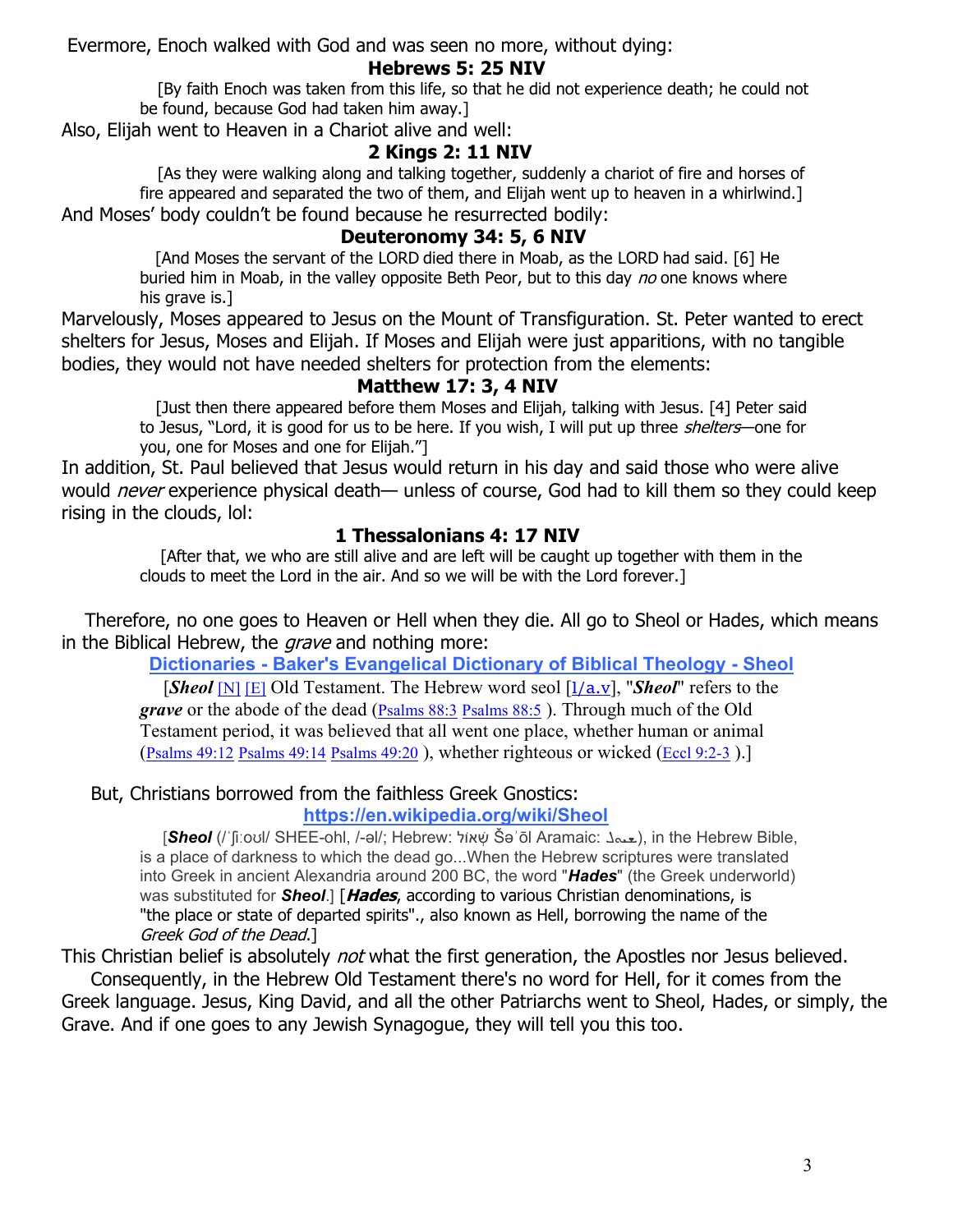Evermore, Enoch walked with God and was seen no more, without dying:

**Hebrews 5: 25 NIV**

[By faith Enoch was taken from this life, so that he did not experience death; he could not be found, because God had taken him away.]

Also, Elijah went to Heaven in a Chariot alive and well:

**2 Kings 2: 11 NIV**

[As they were walking along and talking together, suddenly a chariot of fire and horses of fire appeared and separated the two of them, and Elijah went up to heaven in a whirlwind.]

And Moses' body couldn't be found because he resurrected bodily:

**Deuteronomy 34: 5, 6 NIV**

[And Moses the servant of the LORD died there in Moab, as the LORD had said. [6] He buried him in Moab, in the valley opposite Beth Peor, but to this day *no* one knows where his grave is.]

Marvelously, Moses appeared to Jesus on the Mount of Transfiguration. St. Peter wanted to erect shelters for Jesus, Moses and Elijah. If Moses and Elijah were just apparitions, with no tangible bodies, they would not have needed shelters for protection from the elements:

**Matthew 17: 3, 4 NIV**

[Just then there appeared before them Moses and Elijah, talking with Jesus. [4] Peter said to Jesus, "Lord, it is good for us to be here. If you wish, I will put up three *shelters*—one for you, one for Moses and one for Elijah."]

In addition, St. Paul believed that Jesus would return in his day and said those who were alive would *never* experience physical death— unless of course, God had to kill them so they could keep rising in the clouds, lol:

**1 Thessalonians 4: 17 NIV**

[After that, we who are still alive and are left will be caught up together with them in the clouds to meet the Lord in the air. And so we will be with the Lord forever.]

Therefore, no one goes to Heaven or Hell when they die. All go to Sheol or Hades, which means in the Biblical Hebrew, the *grave* and nothing more:

**Dictionaries - Baker's Evangelical Dictionary of Biblical Theology - Sheol**

[***Sheol*** [N] [E] Old Testament. The Hebrew word seol [1/a.v], "***Sheol***" refers to the ***grave*** or the abode of the dead (Psalms 88:3 Psalms 88:5 ). Through much of the Old Testament period, it was believed that all went one place, whether human or animal (Psalms 49:12 Psalms 49:14 Psalms 49:20 ), whether righteous or wicked (Eccl 9:2-3 ).]

But, Christians borrowed from the faithless Greek Gnostics:

**https://en.wikipedia.org/wiki/Sheol**

[***Sheol*** (/ˈʃiːoʊl/ SHEE-ohl, /-əl/; Hebrew: שְׁאוֹל Šəʾōl Aramaic: ܫܝܘܠ), in the Hebrew Bible, is a place of darkness to which the dead go...When the Hebrew scriptures were translated into Greek in ancient Alexandria around 200 BC, the word "***Hades***" (the Greek underworld) was substituted for ***Sheol***.] [***Hades***, according to various Christian denominations, is "the place or state of departed spirits"., also known as Hell, borrowing the name of the *Greek God of the Dead*.]

This Christian belief is absolutely *not* what the first generation, the Apostles nor Jesus believed.

Consequently, in the Hebrew Old Testament there's no word for Hell, for it comes from the Greek language. Jesus, King David, and all the other Patriarchs went to Sheol, Hades, or simply, the Grave. And if one goes to any Jewish Synagogue, they will tell you this too.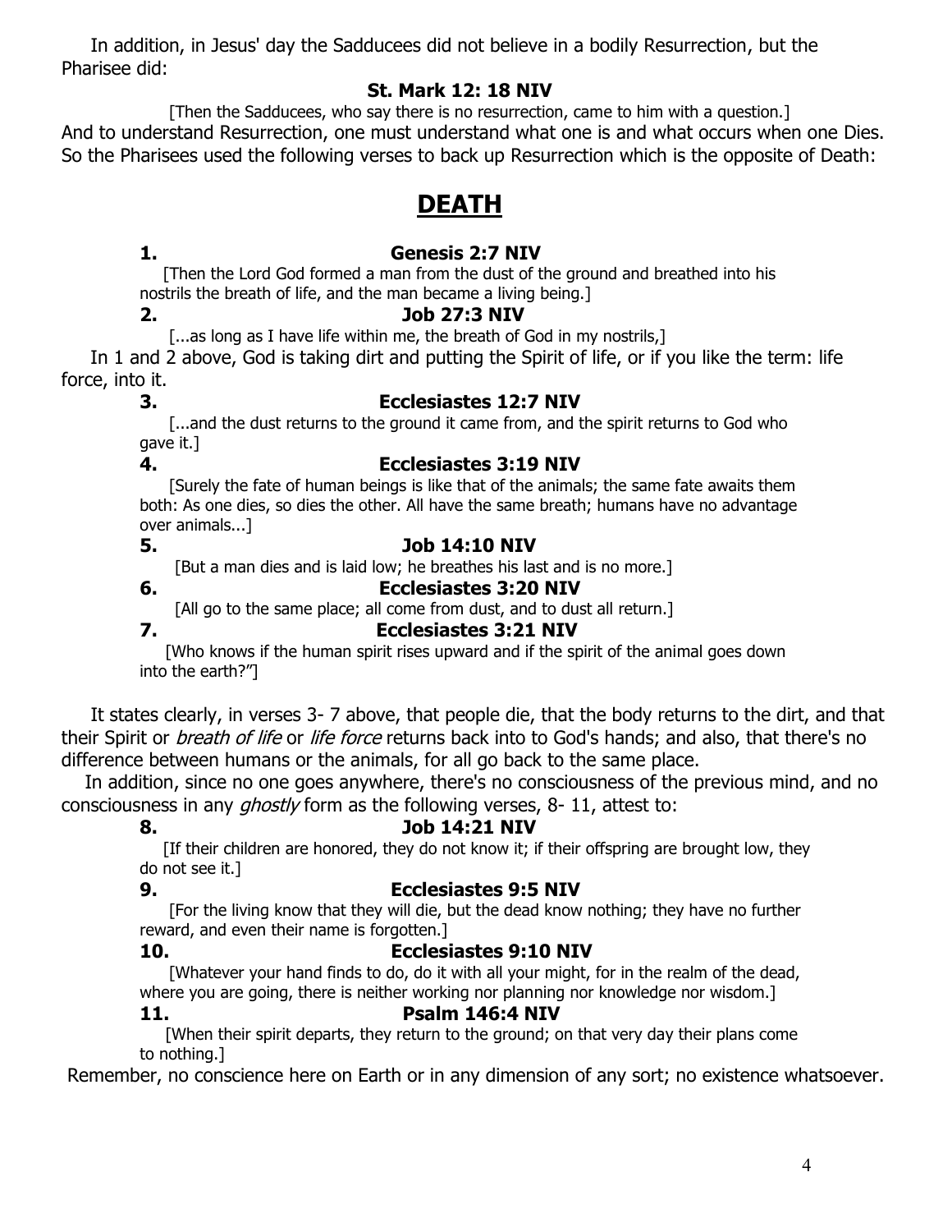In addition, in Jesus' day the Sadducees did not believe in a bodily Resurrection, but the Pharisee did:

**St. Mark 12: 18 NIV**

[Then the Sadducees, who say there is no resurrection, came to him with a question.]

And to understand Resurrection, one must understand what one is and what occurs when one Dies. So the Pharisees used the following verses to back up Resurrection which is the opposite of Death:

# DEATH

**1. Genesis 2:7 NIV**

[Then the Lord God formed a man from the dust of the ground and breathed into his nostrils the breath of life, and the man became a living being.]

**2. Job 27:3 NIV**

[...as long as I have life within me, the breath of God in my nostrils,]

In 1 and 2 above, God is taking dirt and putting the Spirit of life, or if you like the term: life force, into it.

**3. Ecclesiastes 12:7 NIV**

[...and the dust returns to the ground it came from, and the spirit returns to God who gave it.]

**4. Ecclesiastes 3:19 NIV**

[Surely the fate of human beings is like that of the animals; the same fate awaits them both: As one dies, so dies the other. All have the same breath; humans have no advantage over animals...]

**5. Job 14:10 NIV**

[But a man dies and is laid low; he breathes his last and is no more.]

**6. Ecclesiastes 3:20 NIV**

[All go to the same place; all come from dust, and to dust all return.]

**7. Ecclesiastes 3:21 NIV**

[Who knows if the human spirit rises upward and if the spirit of the animal goes down into the earth?"]

It states clearly, in verses 3- 7 above, that people die, that the body returns to the dirt, and that their Spirit or *breath of life* or *life force* returns back into to God's hands; and also, that there's no difference between humans or the animals, for all go back to the same place.

In addition, since no one goes anywhere, there's no consciousness of the previous mind, and no consciousness in any *ghostly* form as the following verses, 8- 11, attest to:

**8. Job 14:21 NIV**

[If their children are honored, they do not know it; if their offspring are brought low, they do not see it.]

**9. Ecclesiastes 9:5 NIV**

[For the living know that they will die, but the dead know nothing; they have no further reward, and even their name is forgotten.]

**10. Ecclesiastes 9:10 NIV**

[Whatever your hand finds to do, do it with all your might, for in the realm of the dead, where you are going, there is neither working nor planning nor knowledge nor wisdom.]

**11. Psalm 146:4 NIV**

[When their spirit departs, they return to the ground; on that very day their plans come to nothing.]

Remember, no conscience here on Earth or in any dimension of any sort; no existence whatsoever.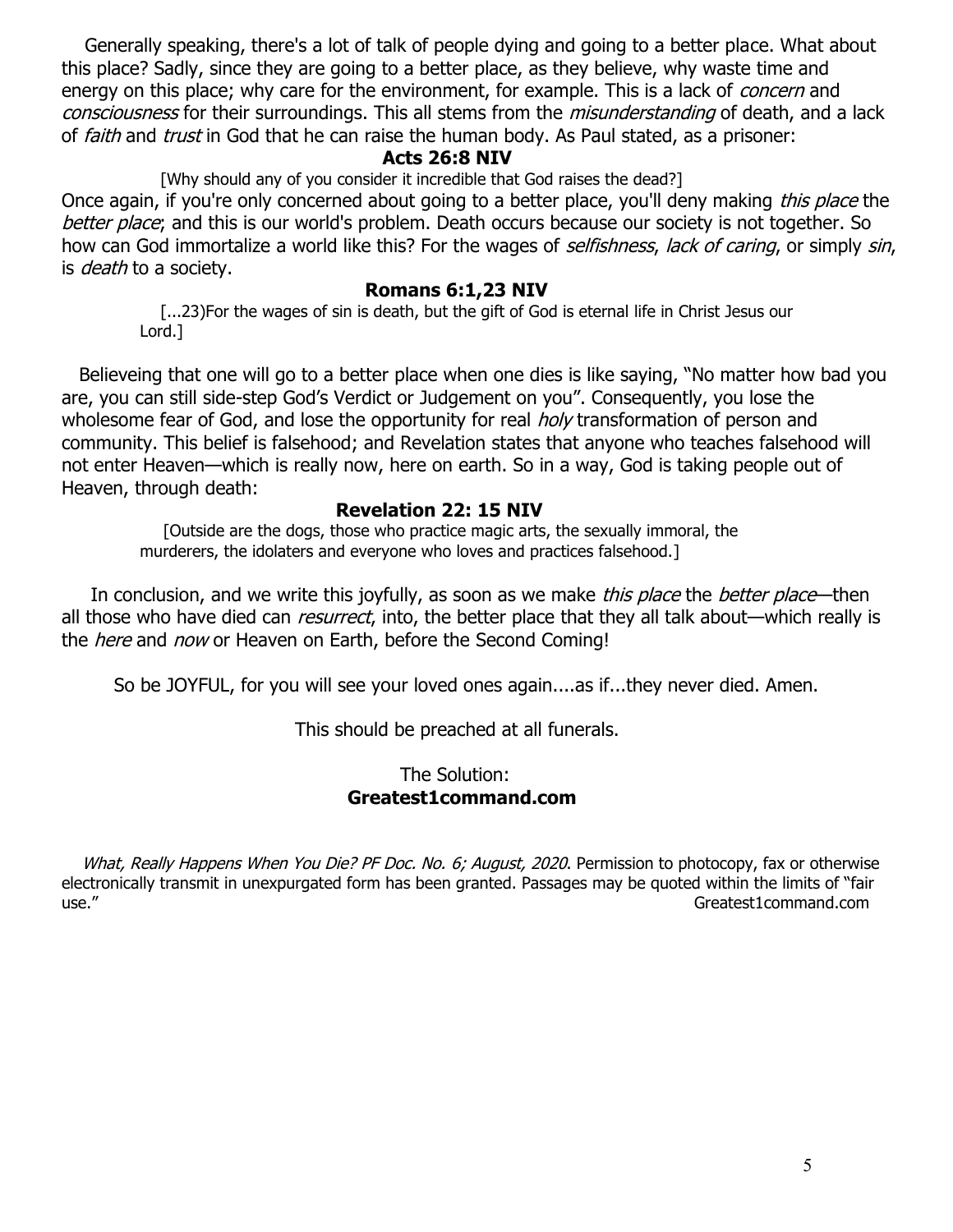Generally speaking, there's a lot of talk of people dying and going to a better place. What about this place? Sadly, since they are going to a better place, as they believe, why waste time and energy on this place; why care for the environment, for example. This is a lack of *concern* and *consciousness* for their surroundings. This all stems from the *misunderstanding* of death, and a lack of *faith* and *trust* in God that he can raise the human body. As Paul stated, as a prisoner:

**Acts 26:8 NIV**

[Why should any of you consider it incredible that God raises the dead?]

Once again, if you're only concerned about going to a better place, you'll deny making *this place* the *better place*; and this is our world's problem. Death occurs because our society is not together. So how can God immortalize a world like this? For the wages of *selfishness*, *lack of caring*, or simply *sin*, is *death* to a society.

**Romans 6:1,23 NIV**

[...23)For the wages of sin is death, but the gift of God is eternal life in Christ Jesus our Lord.]

Believeing that one will go to a better place when one dies is like saying, "No matter how bad you are, you can still side-step God's Verdict or Judgement on you". Consequently, you lose the wholesome fear of God, and lose the opportunity for real *holy* transformation of person and community. This belief is falsehood; and Revelation states that anyone who teaches falsehood will not enter Heaven—which is really now, here on earth. So in a way, God is taking people out of Heaven, through death:

**Revelation 22: 15 NIV**

[Outside are the dogs, those who practice magic arts, the sexually immoral, the murderers, the idolaters and everyone who loves and practices falsehood.]

In conclusion, and we write this joyfully, as soon as we make *this place* the *better place*—then all those who have died can *resurrect*, into, the better place that they all talk about—which really is the *here* and *now* or Heaven on Earth, before the Second Coming!

So be JOYFUL, for you will see your loved ones again....as if...they never died. Amen.

This should be preached at all funerals.

The Solution:
**Greatest1command.com**

*What, Really Happens When You Die? PF Doc. No. 6; August, 2020*. Permission to photocopy, fax or otherwise electronically transmit in unexpurgated form has been granted. Passages may be quoted within the limits of "fair use." Greatest1command.com